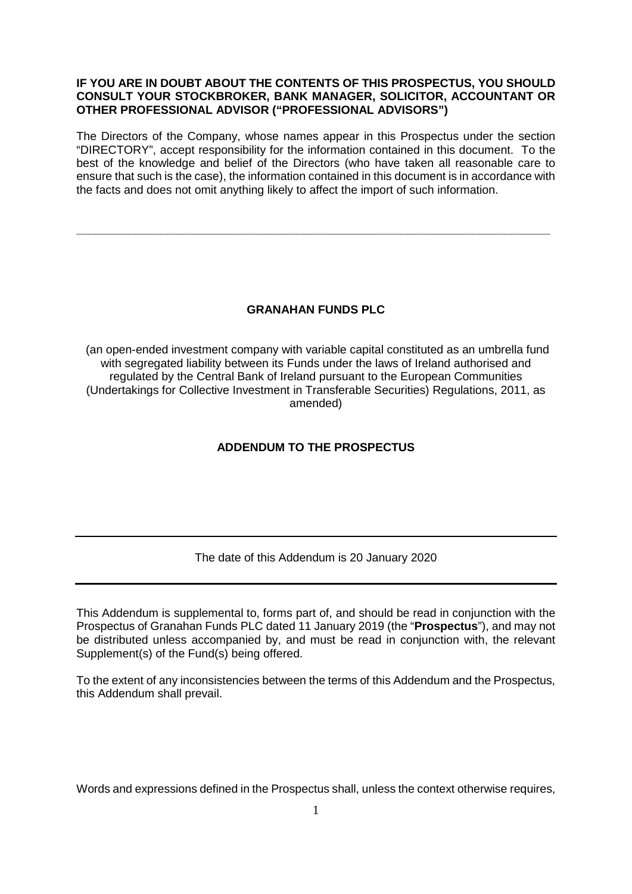**IF YOU ARE IN DOUBT ABOUT THE CONTENTS OF THIS PROSPECTUS, YOU SHOULD CONSULT YOUR STOCKBROKER, BANK MANAGER, SOLICITOR, ACCOUNTANT OR OTHER PROFESSIONAL ADVISOR ("PROFESSIONAL ADVISORS")**

The Directors of the Company, whose names appear in this Prospectus under the section "DIRECTORY", accept responsibility for the information contained in this document. To the best of the knowledge and belief of the Directors (who have taken all reasonable care to ensure that such is the case), the information contained in this document is in accordance with the facts and does not omit anything likely to affect the import of such information.

---

# GRANAHAN FUNDS PLC

(an open-ended investment company with variable capital constituted as an umbrella fund with segregated liability between its Funds under the laws of Ireland authorised and regulated by the Central Bank of Ireland pursuant to the European Communities (Undertakings for Collective Investment in Transferable Securities) Regulations, 2011, as amended)

## ADDENDUM TO THE PROSPECTUS

---

The date of this Addendum is 20 January 2020

---

This Addendum is supplemental to, forms part of, and should be read in conjunction with the Prospectus of Granahan Funds PLC dated 11 January 2019 (the "**Prospectus**"), and may not be distributed unless accompanied by, and must be read in conjunction with, the relevant Supplement(s) of the Fund(s) being offered.

To the extent of any inconsistencies between the terms of this Addendum and the Prospectus, this Addendum shall prevail.

Words and expressions defined in the Prospectus shall, unless the context otherwise requires,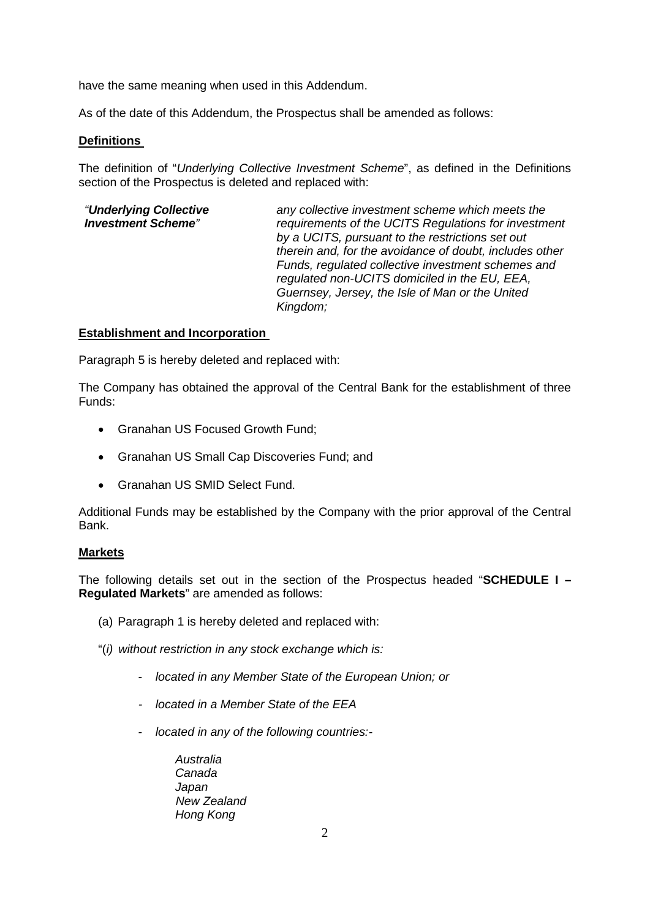have the same meaning when used in this Addendum.

As of the date of this Addendum, the Prospectus shall be amended as follows:

**Definitions**

The definition of "*Underlying Collective Investment Scheme*", as defined in the Definitions section of the Prospectus is deleted and replaced with:

| | |
|---|---|
| *"**Underlying Collective Investment Scheme**"* | *any collective investment scheme which meets the requirements of the UCITS Regulations for investment by a UCITS, pursuant to the restrictions set out therein and, for the avoidance of doubt, includes other Funds, regulated collective investment schemes and regulated non-UCITS domiciled in the EU, EEA, Guernsey, Jersey, the Isle of Man or the United Kingdom;* |

**Establishment and Incorporation**

Paragraph 5 is hereby deleted and replaced with:

The Company has obtained the approval of the Central Bank for the establishment of three Funds:

- Granahan US Focused Growth Fund;
- Granahan US Small Cap Discoveries Fund; and
- Granahan US SMID Select Fund.

Additional Funds may be established by the Company with the prior approval of the Central Bank.

**Markets**

The following details set out in the section of the Prospectus headed "**SCHEDULE I – Regulated Markets**" are amended as follows:

(a) Paragraph 1 is hereby deleted and replaced with:

"(*i*) *without restriction in any stock exchange which is:*

- *located in any Member State of the European Union; or*
- *located in a Member State of the EEA*
- *located in any of the following countries:-*

  *Australia*
  *Canada*
  *Japan*
  *New Zealand*
  *Hong Kong*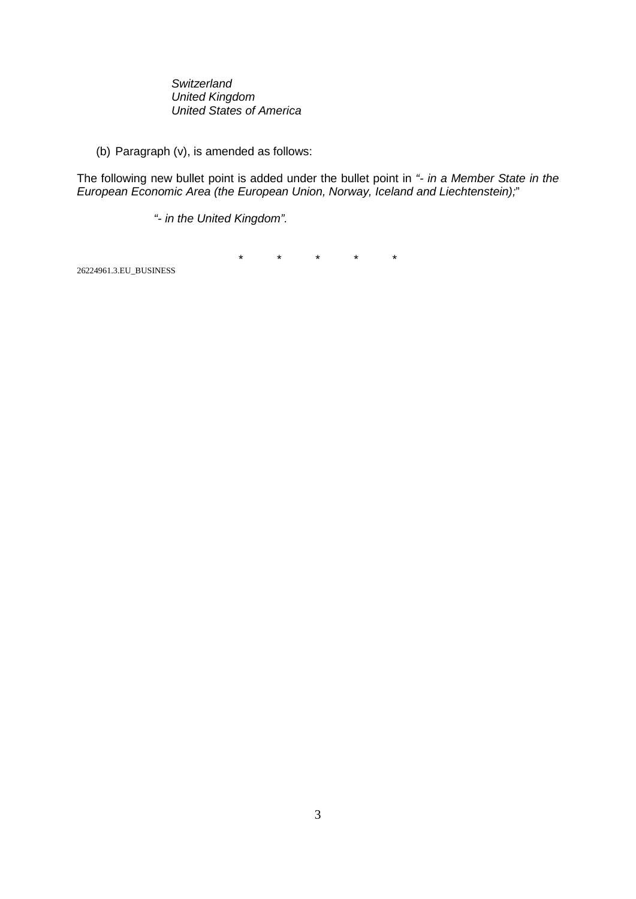*Switzerland*
*United Kingdom*
*United States of America*

(b) Paragraph (v), is amended as follows:

The following new bullet point is added under the bullet point in *"- in a Member State in the European Economic Area (the European Union, Norway, Iceland and Liechtenstein);*"

*"- in the United Kingdom".*

\* \* \* \* \*

26224961.3.EU_BUSINESS